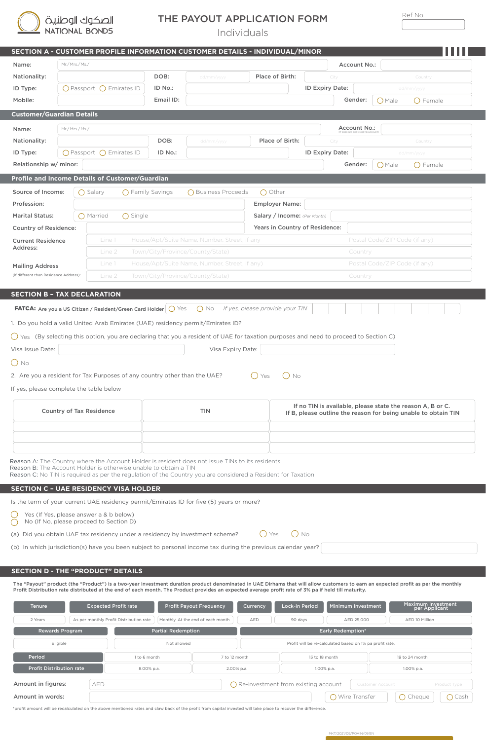الصكوك الوطنية
NATIONAL BONDS

# THE PAYOUT APPLICATION FORM
Individuals

Ref No.

## SECTION A - CUSTOMER PROFILE INFORMATION CUSTOMER DETAILS - INDIVIDUAL/MINOR

Name: Mr./Mrs./Ms./ | Account No.:

Nationality: | DOB: dd/mm/yyyy | Place of Birth: City Country

ID Type: ◯ Passport ◯ Emirates ID | ID No.: | ID Expiry Date: dd/mm/yyyy

Mobile: | Email ID: | Gender: ◯ Male ◯ Female

### Customer/Guardian Details

Name: Mr./Mrs./Ms./ | Account No.: (if separate and existing account)

Nationality: | DOB: dd/mm/yyyy | Place of Birth: City Country

ID Type: ◯ Passport ◯ Emirates ID | ID No.: | ID Expiry Date: dd/mm/yyyy

Relationship w/ minor: | Gender: ◯ Male ◯ Female

### Profile and Income Details of Customer/Guardian

Source of Income: ◯ Salary ◯ Family Savings ◯ Business Proceeds ◯ Other

Profession: | Employer Name:

Marital Status: ◯ Married ◯ Single | Salary / Income: (Per Month)

Country of Residence: | Years in Country of Residence:

Current Residence Address:
Line 1 House/Apt/Suite Name, Number, Street, if any | Postal Code/ZIP Code (if any)
Line 2 Town/City/Province/County/State) | Country

Mailing Address (if different than Residence Address):
Line 1 House/Apt/Suite Name, Number, Street, if any) | Postal Code/ZIP Code (if any)
Line 2 Town/City/Province/County/State) | Country

## SECTION B – TAX DECLARATION

**FATCA:** Are you a US Citizen / Resident/Green Card Holder ◯ Yes ◯ No *If yes, please provide your TIN*

1. Do you hold a valid United Arab Emirates (UAE) residency permit/Emirates ID?

◯ Yes (By selecting this option, you are declaring that you a resident of UAE for taxation purposes and need to proceed to Section C)

Visa Issue Date: | Visa Expiry Date:

◯ No

2. Are you a resident for Tax Purposes of any country other than the UAE? ◯ Yes ◯ No

If yes, please complete the table below

| Country of Tax Residence | TIN | If no TIN is available, please state the reason A, B or C. If B, please outline the reason for being unable to obtain TIN |
|---|---|---|
| | | |
| | | |
| | | |

Reason A: The Country where the Account Holder is resident does not issue TINs to its residents
Reason B: The Account Holder is otherwise unable to obtain a TIN
Reason C: No TIN is required as per the regulation of the Country you are considered a Resident for Taxation

## SECTION C – UAE RESIDENCY VISA HOLDER

Is the term of your current UAE residency permit/Emirates ID for five (5) years or more?

◯ Yes (If Yes, please answer a & b below)
◯ No (If No, please proceed to Section D)

(a) Did you obtain UAE tax residency under a residency by investment scheme? ◯ Yes ◯ No

(b) In which jurisdiction(s) have you been subject to personal income tax during the previous calendar year?

## SECTION D - THE "PRODUCT" DETAILS

The "Payout" product (the "Product") is a two-year investment duration product denominated in UAE Dirhams that will allow customers to earn an expected profit as per the monthly Profit Distribution rate distributed at the end of each month. The Product provides an expected average profit rate of 3% pa if held till maturity.

| Tenure | Expected Profit rate | Profit Payout Frequency | Currency | Lock-in Period | Minimum Investment | Maximum Investment per Applicant |
|---|---|---|---|---|---|---|
| 2 Years | As per monthly Profit Distribution rate | Monthly. At the end of each month | AED | 90 days | AED 25,000 | AED 10 Million |

| Rewards Program | Partial Redemption | Early Redemption* |
|---|---|---|
| Eligible | Not allowed | Profit will be re-calculated based on 1% pa profit rate. |

| Period | 1 to 6 month | 7 to 12 month | 13 to 18 month | 19 to 24 month |
|---|---|---|---|---|
| Profit Distribution rate | 8.00% p.a. | 2.00% p.a. | 1.00% p.a. | 1.00% p.a. |

Amount in figures: AED | ◯ Re-investment from existing account | Customer Account | Product Type

Amount in words: | ◯ Wire Transfer ◯ Cheque ◯ Cash

*profit amount will be recalculated on the above mentioned rates and claw back of the profit from capital invested will take place to recover the difference.

MKT/2021/09/POAIN/01/EN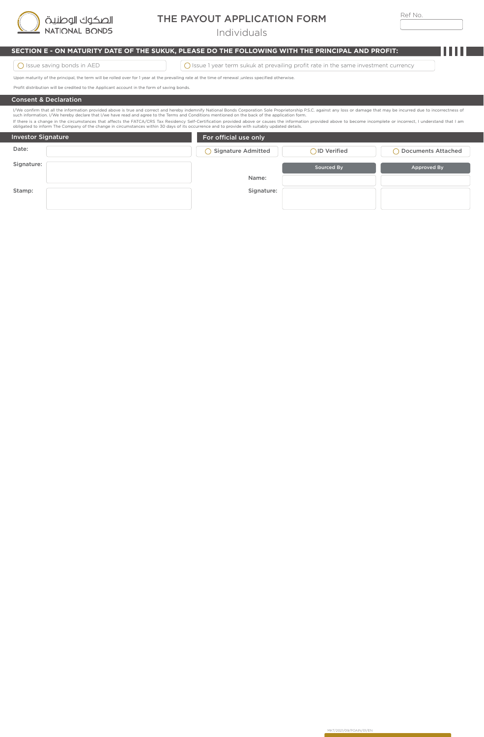# THE PAYOUT APPLICATION FORM

Individuals

Ref No.

## SECTION E - ON MATURITY DATE OF THE SUKUK, PLEASE DO THE FOLLOWING WITH THE PRINCIPAL AND PROFIT:

○ Issue saving bonds in AED

○ Issue 1 year term sukuk at prevailing profit rate in the same investment currency

Upon maturity of the principal, the term will be rolled over for 1 year at the prevailing rate at the time of renewal ,unless specified otherwise.

Profit distribution will be credited to the Applicant account in the form of saving bonds.

## Consent & Declaration

I/We confirm that all the information provided above is true and correct and hereby indemnify National Bonds Corporation Sole Proprietorship P.S.C. against any loss or damage that may be incurred due to incorrectness of such information. I/We hereby declare that I/we have read and agree to the Terms and Conditions mentioned on the back of the application form.

If there is a change in the circumstances that affects the FATCA/CRS Tax Residency Self-Certification provided above or causes the information provided above to become incomplete or incorrect, I understand that I am obligated to inform The Company of the change in circumstances within 30 days of its occurrence and to provide with suitably updated details.

## Investor Signature

Date:

Signature:

Stamp:

## For official use only

○ Signature Admitted ○ ID Verified ○ Documents Attached

| | Sourced By | Approved By |
|---|---|---|
| Name: | | |
| Signature: | | |

MKT/2021/09/POAIN/01/EN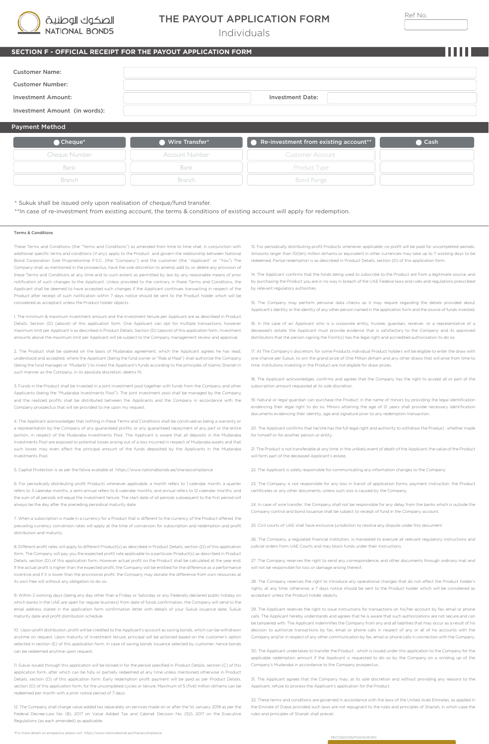الصكوك الوطنية
NATIONAL BONDS

# THE PAYOUT APPLICATION FORM

Individuals

Ref No.

## SECTION F - OFFICIAL RECEIPT FOR THE PAYOUT APPLICATION FORM

| | | | |
|---|---|---|---|
| Customer Name: | | | |
| Customer Number: | | | |
| Investment Amount: | | Investment Date: | |
| Investment Amount (in words): | | | |

### Payment Method

| Cheque* | Wire Transfer* | Re-investment from existing account** | Cash |
|---|---|---|---|
| Cheque Number | Account Number | Customer Account | |
| Bank | Bank | Product Type | |
| Branch | Branch | Bond Range | |

\* Sukuk shall be issued only upon realisation of cheque/fund transfer.

**In case of re-investment from existing account, the terms & conditions of existing account will apply for redemption.

### Terms & Conditions

These Terms and Conditions (the "Terms and Conditions") as amended from time to time shall, in conjunction with additional specific terms and conditions (if any), apply to the Product and govern the relationship between National Bond Corporation Sole Proprietorship P.S.C. (the "Company") and the customer (the "Applicant" or "You") The Company shall, as mentioned in the prospectus, have the sole discretion to amend, add to, or delete any provision of these Terms and Conditions at any time and to such extent as permitted by law by any reasonable means of prior notification of such changes to the Applicant. Unless provided to the contrary in these Terms and Conditions, the Applicant shall be deemed to have accepted such changes if the Applicant continues transacting in respect of the Product after receipt of such notification within 7 days notice should be sent to the Product holder which will be considered as acceptant unless the Product holder objects.

1. The minimum & maximum investment amount and the investment tenure per Applicant are as described in Product Details, Section (D) (above) of this application form. One Applicant can opt for multiple transactions, however maximum limit per Applicant is as described in Product Details, Section (D) (above) of this application form. Investment amounts above the maximum limit per Applicant will be subject to the Company management review and approval.

2. The Product shall be opened on the basis of Mudaraba agreement, which the Applicant agrees he has read, understood and accepted, where the Applicant (being the fund owner or "Rab al Maal") shall authorize the Company (being the fund manager or "Mudarib") to invest the Applicant's funds according to the principles of Islamic Shariah in such manner as the Company, in its absolute discretion, deems fit.

3. Funds in the Product shall be invested in a joint investment pool together with funds from the Company and other Applicants (being the "Mudaraba Investments Pool"). The joint investment pool shall be managed by the Company and the realized profits shall be distributed between the Applicants and the Company in accordance with the Company prospectus that will be provided to me upon my request.

4. The Applicant acknowledges that nothing in these Terms and Conditions shall be construed as being a warranty or a representation by the Company of any guaranteed profits, or any guaranteed repayment of any part or the entire portion, in respect of the Mudaraba Investments Pool. The Applicant is aware that all deposits in the Mudaraba Investments Pool are exposed to potential losses arising out of a loss incurred in respect of Mudaraba assets and that such losses may even affect the principal amount of the funds deposited by the Applicants in the Mudaraba Investments Pool.

5. Capital Protection is as per the fatwa available at https://www.nationalbonds.ae/shariascompliance

6. For periodically distributing profit Products whenever applicable, a month refers to 1 calendar month, a quarter refers to 3 calendar months, a semi-annual refers to 6 calendar months, and annual refers to 12 calendar months, and the sum of all periods will equal the investment tenure. The start date of all periods subsequent to the first period will always be the day after the preceding periodical maturity date.

7. When a subscription is made in a currency for a Product that is different to the currency of the Product offered, the prevailing currency conversion rates will apply at the time of conversion for subscription and redemption and profit distribution and maturity.

8. Different profit rates will apply to different Product(s) as described in Product Details, section (D) of this application form. The Company will pay you the expected profit rate applicable to a particular Product(s) as described in Product Details, section (D) of this application form. However actual profit on the Product shall be calculated at the year end. If the actual profit is higher than the expected profit, the Company will be entitled for the difference as a performance incentive and if it is lower than the provisional profit, the Company may donate the difference from own resources at its own free will without any obligation to do so.

9. Within 2 working days (being any day other than a Friday or Saturday or any Federally declared public holiday on which banks in the UAE are open for regular business) from date of funds confirmation, the Company will send to the email address stated in the application form confirmation letter with details of your Sukuk issuance date, Sukuk maturity date and profit distribution schedule.

10. Upon profit distribution, profit will be credited to the Applicant's account as saving bonds, which can be withdrawn anytime on request. Upon maturity of investment tenure, principal will be actioned based on the customer's option selected in section (E) of this application form. In case of saving bonds issuance selected by customer, hence bonds can be redeemed anytime upon request.

11. Sukuk issued through this application will be locked in for the period specified in Product Details, section (C) of this application form, after which can be fully or partially redeemed at any time unless mentioned otherwise in Product Details, section (D) of this application form. Early redemption profit payment will be paid as per Product Details, section (D) of this application form, for the uncompleted cycles or tenure. Maximum of 5 (five) million dirhams can be redeemed per month with a prior notice period of 7 days.

12. The Company shall charge value added tax separately on services made on or after the 1st January 2018 as per the Federal Decree-Law No. (8), 2017 on Value Added Tax and Cabinet Decision No. (52), 2017 on the Executive Regulations (as each amended) as applicable.

13. For periodically distributing profit Products whenever applicable ,no profit will be paid for uncompleted periods. Amounts larger than 10(ten) million dirhams or equivalent in other currencies may take up to 7 working days to be redeemed. Partial redemption is as described in Product Details, section (D) of this application form.

14. The Applicant confirms that the funds being used to subscribe to the Product are from a legitimate source, and by purchasing the Product you are in no way in breach of the UAE Federal laws and rules and regulations prescribed by relevant regulatory authorities.

15. The Company may perform personal data checks as it may require regarding the details provided about Applicant's identity or the identity of any other person named in the application form and the source of funds invested.

16. In the case of an Applicant who is a corporate entity, trustee, guardian, receiver, or a representative of a deceased's estate, the Applicant must provide evidence that is satisfactory to the Company and its approved distributors that the person signing the Form(s) has the legal right and accredited authorization to do so.

17. At The Company's discretion, for some Products individual Product holders will be eligible to enter the draw with one chance per Sukuk, to win the grand prize of One Million dirham and any other draws that will arise from time to time. Institutions investing in the Product are not eligible for draw prizes.

18. The Applicant acknowledges, confirms and agrees that the Company has the right to accept all or part of the subscription amount requested at its sole discretion.

19. Natural or legal guardian can purchase the Product in the name of minors by providing the legal identification evidencing their legal right to do so. Minors attaining the age of 21 years shall provide necessary identification documents evidencing their identity, age and signature prior to any redemption transaction.

20. The Applicant confirms that he/she has the full legal right and authority to withdraw the Product , whether made for himself or for another person or entity.

21. The Product is not transferable at any time. In the unlikely event of death of the Applicant, the value of the Product will form part of the deceased Applicant's estate.

22. The Applicant is solely responsible for communicating any information changes to the Company.

23. The Company is not responsible for any loss in transit of application forms, payment instruction, the Product certificates or any other documents, unless such loss is caused by the Company.

24. In case of wire transfer, the Company shall not be responsible for any delay from the banks which is outside the Company control and bond Issuance shall be subject to receipt of fund in the Company account.

25. Civil courts of UAE shall have exclusive jurisdiction to resolve any dispute under this document.

26. The Company, a regulated financial institution, is mandated to execute all relevant regulatory instructions and judicial orders from UAE Courts and may block funds under their instructions.

27. The Company reserves the right to send any correspondence, and other documents through ordinary mail and will not be responsible for loss or damage arising thereof.

28. The Company reserves the right to introduce any operational changes that do not affect the Product holder's rights, at any time; otherwise, a 7 days notice should be sent to the Product holder which will be considered as acceptant unless the Product holder objects.

29. The Applicant reserves the right to issue instructions for transactions on his/her account by fax, email or phone calls. The Applicant hereby understands and agrees that he is aware that such authorizations are not secure and can be tampered with. The Applicant indemnifies the Company from any and all liabilities that may occur as a result of his decision to authorize transactions by fax, email or phone calls in respect of any or all of his accounts with the Company and/or in respect of any other communication by fax, email or phone calls in connection with the Company.

30. The Applicant undertakes to transfer the Product , which is issued under this application to the Company for the applicable redemption amount if the Applicant is requested to do so by the Company on a winding up of the Company's Mudaraba in accordance to the Company prospectus.

31. The Applicant agrees that the Company may, at its sole discretion and without providing any reasons to the Applicant, refuse to process the Applicant's application for the Product.

32. These terms and conditions are governed in accordance with the laws of the United Arab Emirates, as applied in the Emirate of Dubai provided such laws are not repugnant to the rules and principles of Shariah, in which case the rules and principles of Shariah shall prevail.

*For more details on prospectus please visit: https://www.nationalbonds.ae/shariascompliance

MKT/2021/09/POAIN/01/EN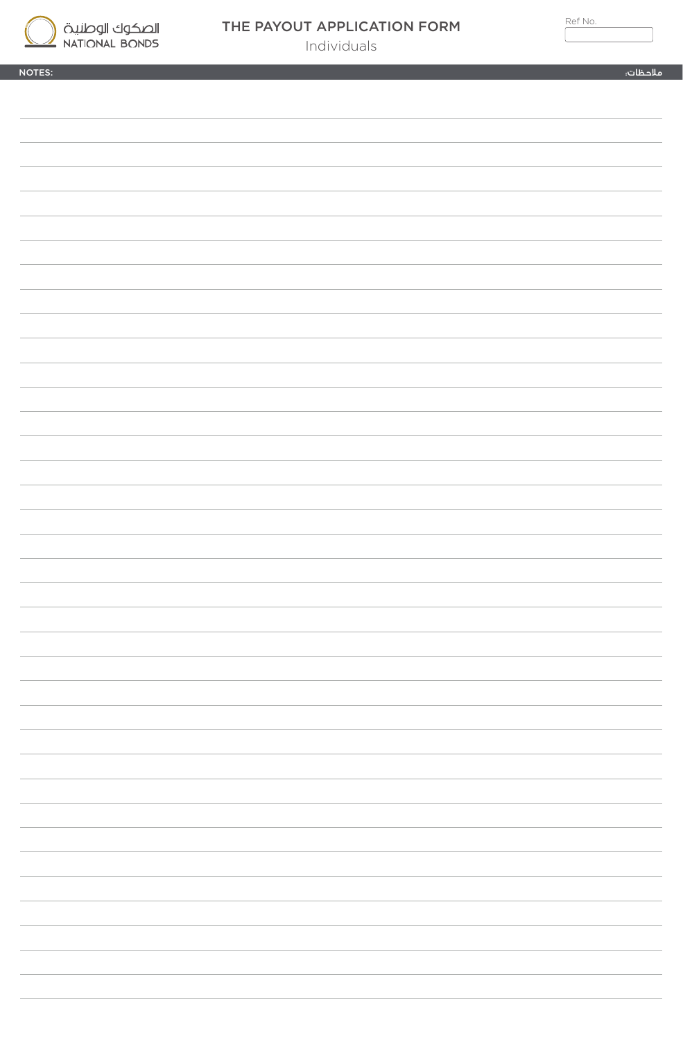الصكوك الوطنية
NATIONAL BONDS

# THE PAYOUT APPLICATION FORM

Individuals

Ref No.

NOTES: ملاحظات: